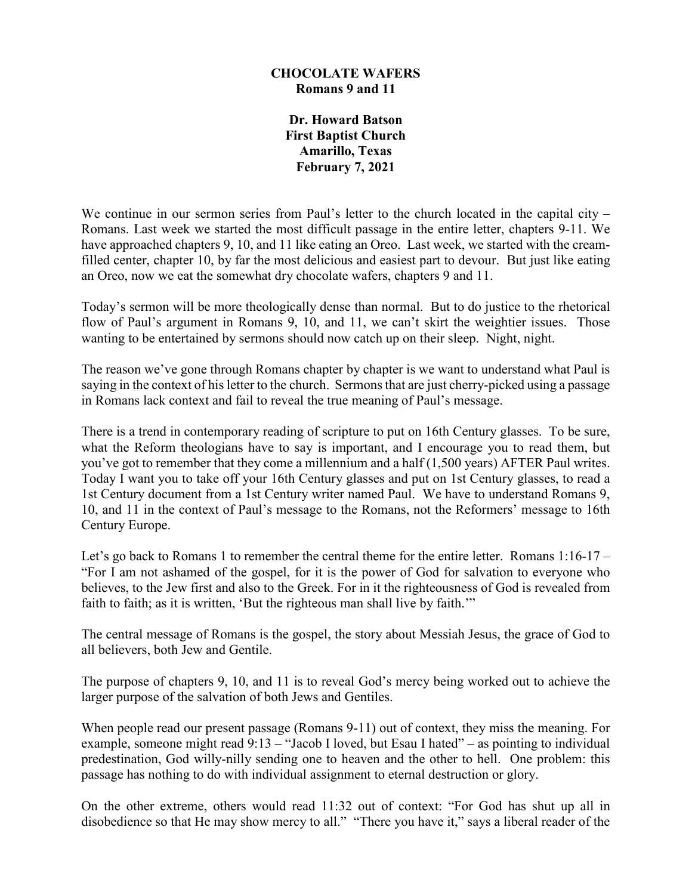# CHOCOLATE WAFERS
## Romans 9 and 11

**Dr. Howard Batson**
**First Baptist Church**
**Amarillo, Texas**
**February 7, 2021**

We continue in our sermon series from Paul's letter to the church located in the capital city – Romans. Last week we started the most difficult passage in the entire letter, chapters 9-11. We have approached chapters 9, 10, and 11 like eating an Oreo. Last week, we started with the cream-filled center, chapter 10, by far the most delicious and easiest part to devour. But just like eating an Oreo, now we eat the somewhat dry chocolate wafers, chapters 9 and 11.

Today's sermon will be more theologically dense than normal. But to do justice to the rhetorical flow of Paul's argument in Romans 9, 10, and 11, we can't skirt the weightier issues. Those wanting to be entertained by sermons should now catch up on their sleep. Night, night.

The reason we've gone through Romans chapter by chapter is we want to understand what Paul is saying in the context of his letter to the church. Sermons that are just cherry-picked using a passage in Romans lack context and fail to reveal the true meaning of Paul's message.

There is a trend in contemporary reading of scripture to put on 16th Century glasses. To be sure, what the Reform theologians have to say is important, and I encourage you to read them, but you've got to remember that they come a millennium and a half (1,500 years) AFTER Paul writes. Today I want you to take off your 16th Century glasses and put on 1st Century glasses, to read a 1st Century document from a 1st Century writer named Paul. We have to understand Romans 9, 10, and 11 in the context of Paul's message to the Romans, not the Reformers' message to 16th Century Europe.

Let's go back to Romans 1 to remember the central theme for the entire letter. Romans 1:16-17 – "For I am not ashamed of the gospel, for it is the power of God for salvation to everyone who believes, to the Jew first and also to the Greek. For in it the righteousness of God is revealed from faith to faith; as it is written, 'But the righteous man shall live by faith.'"

The central message of Romans is the gospel, the story about Messiah Jesus, the grace of God to all believers, both Jew and Gentile.

The purpose of chapters 9, 10, and 11 is to reveal God's mercy being worked out to achieve the larger purpose of the salvation of both Jews and Gentiles.

When people read our present passage (Romans 9-11) out of context, they miss the meaning. For example, someone might read 9:13 – "Jacob I loved, but Esau I hated" – as pointing to individual predestination, God willy-nilly sending one to heaven and the other to hell. One problem: this passage has nothing to do with individual assignment to eternal destruction or glory.

On the other extreme, others would read 11:32 out of context: "For God has shut up all in disobedience so that He may show mercy to all." "There you have it," says a liberal reader of the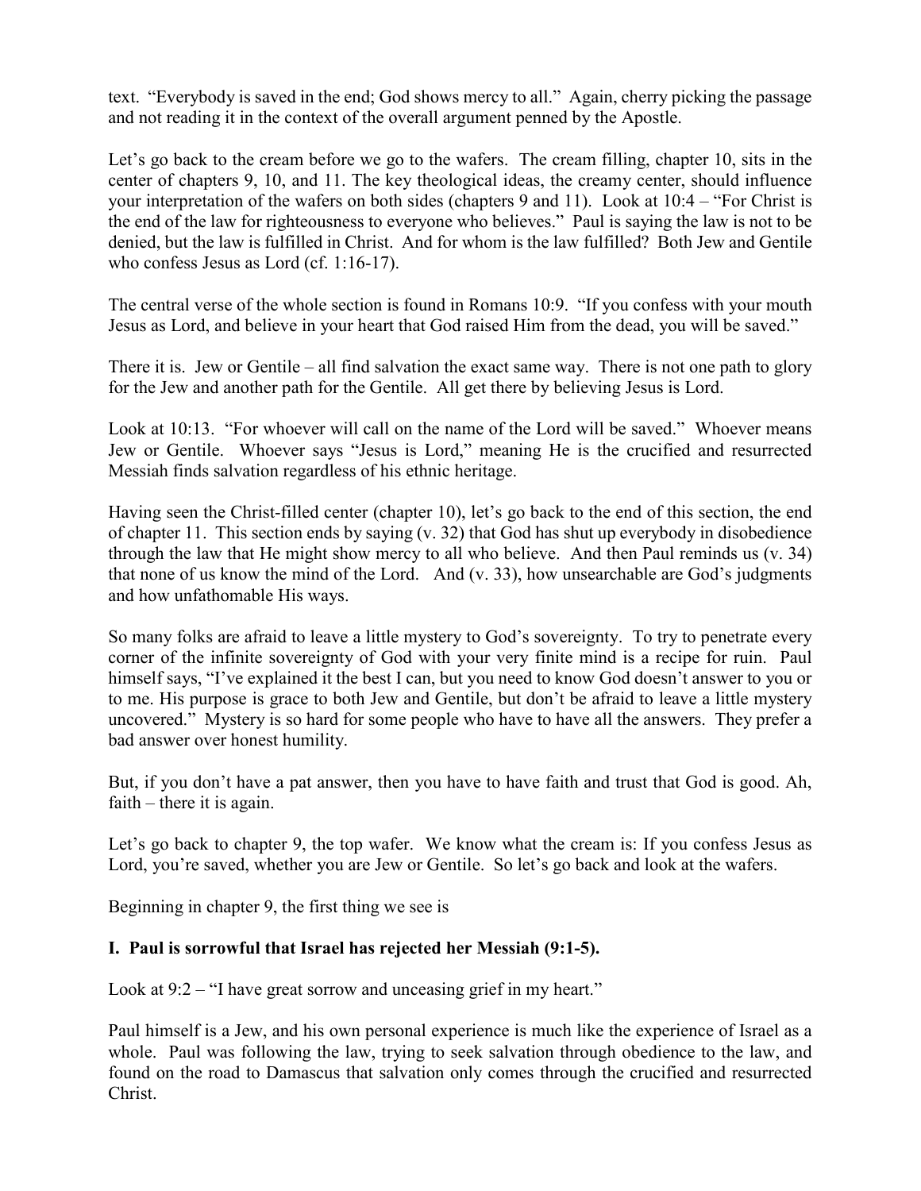text. "Everybody is saved in the end; God shows mercy to all." Again, cherry picking the passage and not reading it in the context of the overall argument penned by the Apostle.

Let's go back to the cream before we go to the wafers. The cream filling, chapter 10, sits in the center of chapters 9, 10, and 11. The key theological ideas, the creamy center, should influence your interpretation of the wafers on both sides (chapters 9 and 11). Look at 10:4 – "For Christ is the end of the law for righteousness to everyone who believes." Paul is saying the law is not to be denied, but the law is fulfilled in Christ. And for whom is the law fulfilled? Both Jew and Gentile who confess Jesus as Lord (cf. 1:16-17).

The central verse of the whole section is found in Romans 10:9. "If you confess with your mouth Jesus as Lord, and believe in your heart that God raised Him from the dead, you will be saved."

There it is. Jew or Gentile – all find salvation the exact same way. There is not one path to glory for the Jew and another path for the Gentile. All get there by believing Jesus is Lord.

Look at 10:13. "For whoever will call on the name of the Lord will be saved." Whoever means Jew or Gentile. Whoever says "Jesus is Lord," meaning He is the crucified and resurrected Messiah finds salvation regardless of his ethnic heritage.

Having seen the Christ-filled center (chapter 10), let's go back to the end of this section, the end of chapter 11. This section ends by saying (v. 32) that God has shut up everybody in disobedience through the law that He might show mercy to all who believe. And then Paul reminds us (v. 34) that none of us know the mind of the Lord. And (v. 33), how unsearchable are God's judgments and how unfathomable His ways.

So many folks are afraid to leave a little mystery to God's sovereignty. To try to penetrate every corner of the infinite sovereignty of God with your very finite mind is a recipe for ruin. Paul himself says, "I've explained it the best I can, but you need to know God doesn't answer to you or to me. His purpose is grace to both Jew and Gentile, but don't be afraid to leave a little mystery uncovered." Mystery is so hard for some people who have to have all the answers. They prefer a bad answer over honest humility.

But, if you don't have a pat answer, then you have to have faith and trust that God is good. Ah, faith – there it is again.

Let's go back to chapter 9, the top wafer. We know what the cream is: If you confess Jesus as Lord, you're saved, whether you are Jew or Gentile. So let's go back and look at the wafers.

Beginning in chapter 9, the first thing we see is

**I. Paul is sorrowful that Israel has rejected her Messiah (9:1-5).**

Look at 9:2 – "I have great sorrow and unceasing grief in my heart."

Paul himself is a Jew, and his own personal experience is much like the experience of Israel as a whole. Paul was following the law, trying to seek salvation through obedience to the law, and found on the road to Damascus that salvation only comes through the crucified and resurrected Christ.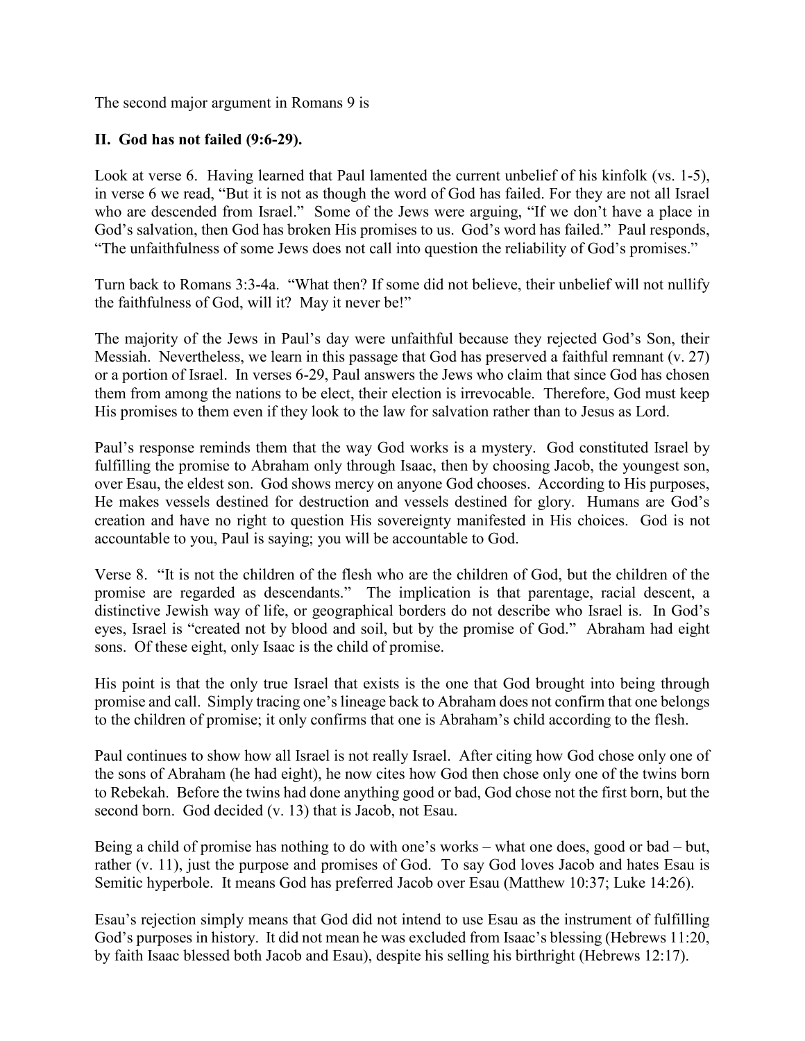The second major argument in Romans 9 is

## II. God has not failed (9:6-29).

Look at verse 6. Having learned that Paul lamented the current unbelief of his kinfolk (vs. 1-5), in verse 6 we read, "But it is not as though the word of God has failed. For they are not all Israel who are descended from Israel." Some of the Jews were arguing, "If we don't have a place in God's salvation, then God has broken His promises to us. God's word has failed." Paul responds, "The unfaithfulness of some Jews does not call into question the reliability of God's promises."

Turn back to Romans 3:3-4a. "What then? If some did not believe, their unbelief will not nullify the faithfulness of God, will it? May it never be!"

The majority of the Jews in Paul's day were unfaithful because they rejected God's Son, their Messiah. Nevertheless, we learn in this passage that God has preserved a faithful remnant (v. 27) or a portion of Israel. In verses 6-29, Paul answers the Jews who claim that since God has chosen them from among the nations to be elect, their election is irrevocable. Therefore, God must keep His promises to them even if they look to the law for salvation rather than to Jesus as Lord.

Paul's response reminds them that the way God works is a mystery. God constituted Israel by fulfilling the promise to Abraham only through Isaac, then by choosing Jacob, the youngest son, over Esau, the eldest son. God shows mercy on anyone God chooses. According to His purposes, He makes vessels destined for destruction and vessels destined for glory. Humans are God's creation and have no right to question His sovereignty manifested in His choices. God is not accountable to you, Paul is saying; you will be accountable to God.

Verse 8. "It is not the children of the flesh who are the children of God, but the children of the promise are regarded as descendants." The implication is that parentage, racial descent, a distinctive Jewish way of life, or geographical borders do not describe who Israel is. In God's eyes, Israel is "created not by blood and soil, but by the promise of God." Abraham had eight sons. Of these eight, only Isaac is the child of promise.

His point is that the only true Israel that exists is the one that God brought into being through promise and call. Simply tracing one's lineage back to Abraham does not confirm that one belongs to the children of promise; it only confirms that one is Abraham's child according to the flesh.

Paul continues to show how all Israel is not really Israel. After citing how God chose only one of the sons of Abraham (he had eight), he now cites how God then chose only one of the twins born to Rebekah. Before the twins had done anything good or bad, God chose not the first born, but the second born. God decided (v. 13) that is Jacob, not Esau.

Being a child of promise has nothing to do with one's works – what one does, good or bad – but, rather (v. 11), just the purpose and promises of God. To say God loves Jacob and hates Esau is Semitic hyperbole. It means God has preferred Jacob over Esau (Matthew 10:37; Luke 14:26).

Esau's rejection simply means that God did not intend to use Esau as the instrument of fulfilling God's purposes in history. It did not mean he was excluded from Isaac's blessing (Hebrews 11:20, by faith Isaac blessed both Jacob and Esau), despite his selling his birthright (Hebrews 12:17).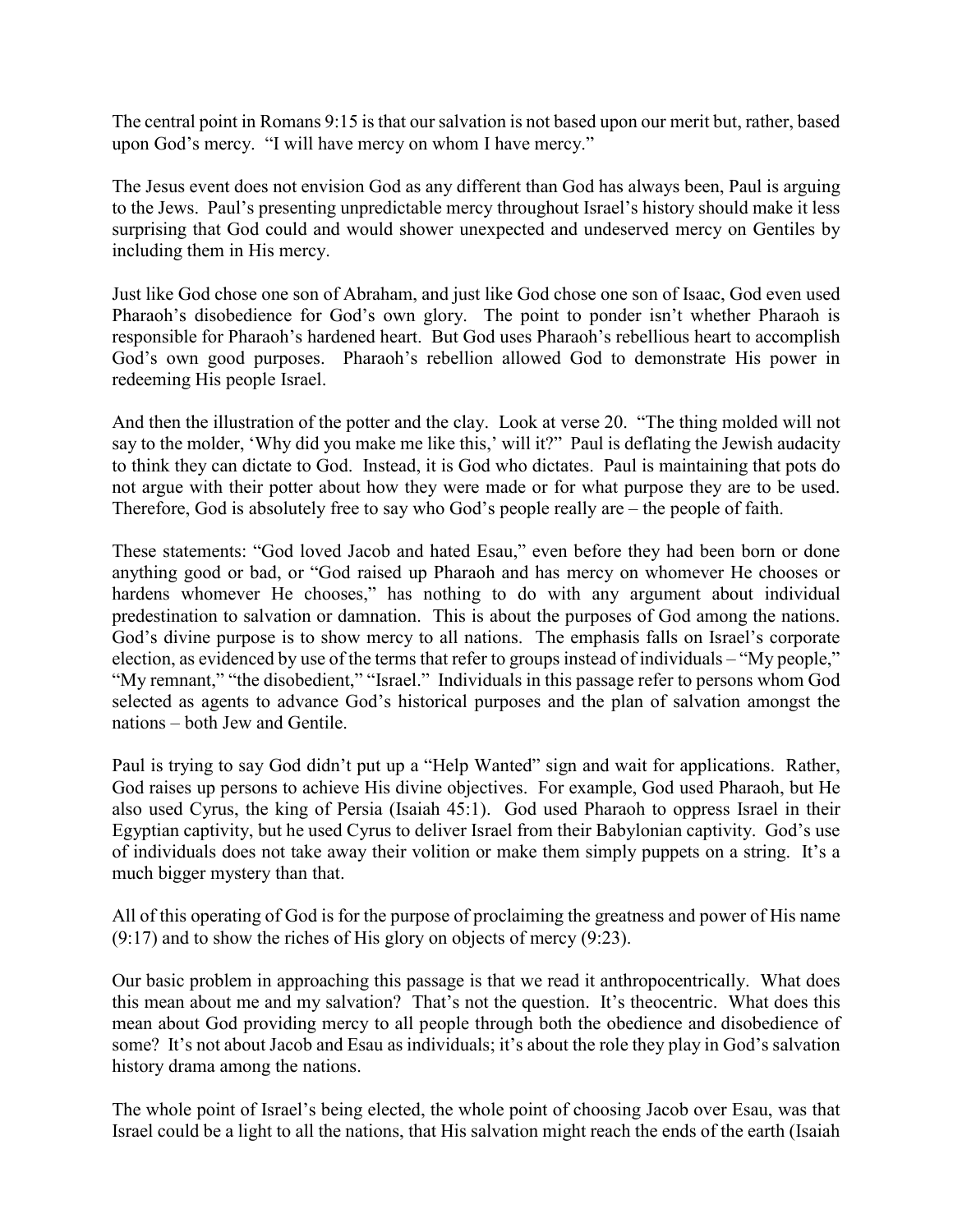The central point in Romans 9:15 is that our salvation is not based upon our merit but, rather, based upon God's mercy. "I will have mercy on whom I have mercy."

The Jesus event does not envision God as any different than God has always been, Paul is arguing to the Jews. Paul's presenting unpredictable mercy throughout Israel's history should make it less surprising that God could and would shower unexpected and undeserved mercy on Gentiles by including them in His mercy.

Just like God chose one son of Abraham, and just like God chose one son of Isaac, God even used Pharaoh's disobedience for God's own glory. The point to ponder isn't whether Pharaoh is responsible for Pharaoh's hardened heart. But God uses Pharaoh's rebellious heart to accomplish God's own good purposes. Pharaoh's rebellion allowed God to demonstrate His power in redeeming His people Israel.

And then the illustration of the potter and the clay. Look at verse 20. "The thing molded will not say to the molder, 'Why did you make me like this,' will it?" Paul is deflating the Jewish audacity to think they can dictate to God. Instead, it is God who dictates. Paul is maintaining that pots do not argue with their potter about how they were made or for what purpose they are to be used. Therefore, God is absolutely free to say who God's people really are – the people of faith.

These statements: "God loved Jacob and hated Esau," even before they had been born or done anything good or bad, or "God raised up Pharaoh and has mercy on whomever He chooses or hardens whomever He chooses," has nothing to do with any argument about individual predestination to salvation or damnation. This is about the purposes of God among the nations. God's divine purpose is to show mercy to all nations. The emphasis falls on Israel's corporate election, as evidenced by use of the terms that refer to groups instead of individuals – "My people," "My remnant," "the disobedient," "Israel." Individuals in this passage refer to persons whom God selected as agents to advance God's historical purposes and the plan of salvation amongst the nations – both Jew and Gentile.

Paul is trying to say God didn't put up a "Help Wanted" sign and wait for applications. Rather, God raises up persons to achieve His divine objectives. For example, God used Pharaoh, but He also used Cyrus, the king of Persia (Isaiah 45:1). God used Pharaoh to oppress Israel in their Egyptian captivity, but he used Cyrus to deliver Israel from their Babylonian captivity. God's use of individuals does not take away their volition or make them simply puppets on a string. It's a much bigger mystery than that.

All of this operating of God is for the purpose of proclaiming the greatness and power of His name (9:17) and to show the riches of His glory on objects of mercy (9:23).

Our basic problem in approaching this passage is that we read it anthropocentrically. What does this mean about me and my salvation? That's not the question. It's theocentric. What does this mean about God providing mercy to all people through both the obedience and disobedience of some? It's not about Jacob and Esau as individuals; it's about the role they play in God's salvation history drama among the nations.

The whole point of Israel's being elected, the whole point of choosing Jacob over Esau, was that Israel could be a light to all the nations, that His salvation might reach the ends of the earth (Isaiah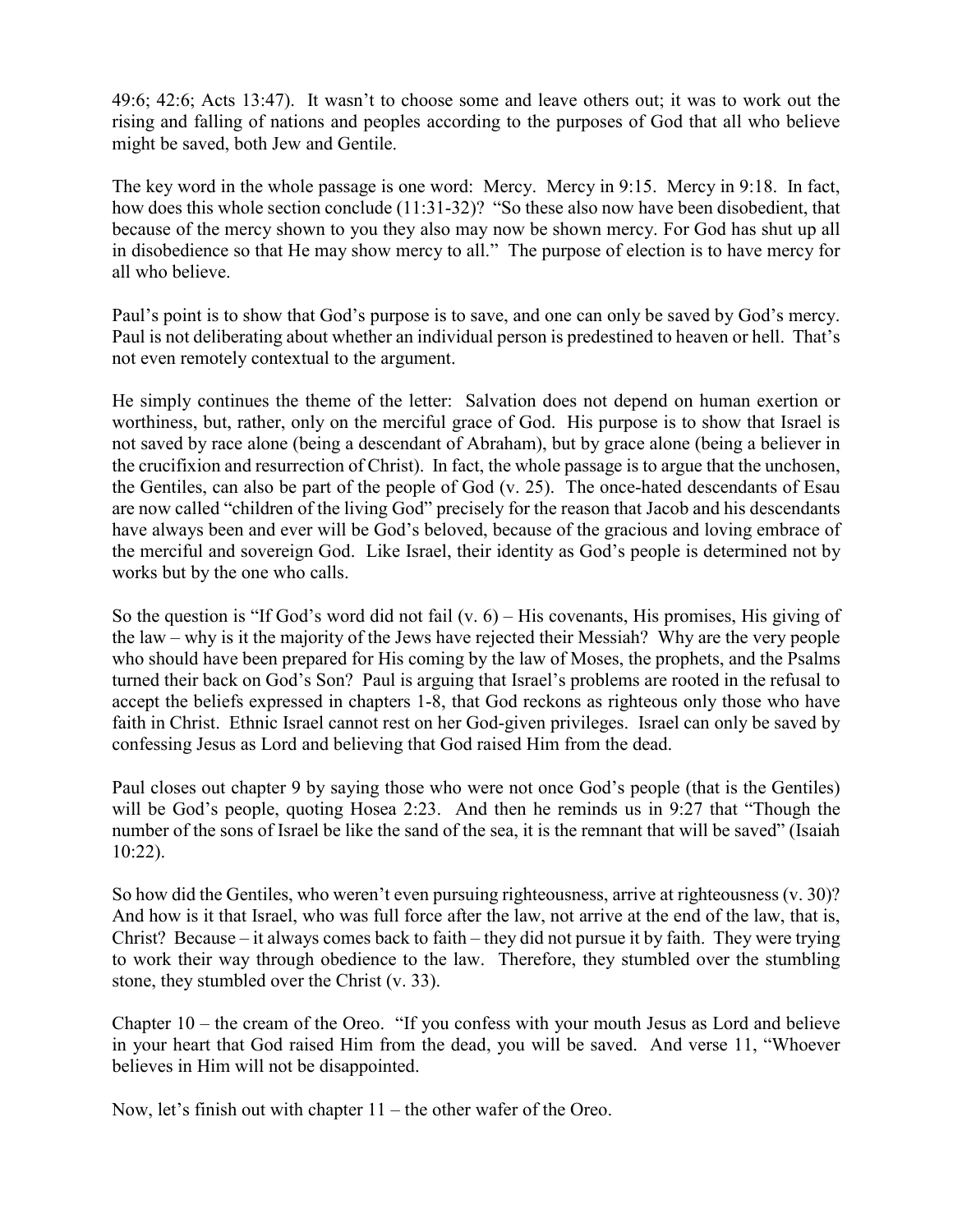49:6; 42:6; Acts 13:47). It wasn't to choose some and leave others out; it was to work out the rising and falling of nations and peoples according to the purposes of God that all who believe might be saved, both Jew and Gentile.

The key word in the whole passage is one word: Mercy. Mercy in 9:15. Mercy in 9:18. In fact, how does this whole section conclude (11:31-32)? "So these also now have been disobedient, that because of the mercy shown to you they also may now be shown mercy. For God has shut up all in disobedience so that He may show mercy to all." The purpose of election is to have mercy for all who believe.

Paul's point is to show that God's purpose is to save, and one can only be saved by God's mercy. Paul is not deliberating about whether an individual person is predestined to heaven or hell. That's not even remotely contextual to the argument.

He simply continues the theme of the letter: Salvation does not depend on human exertion or worthiness, but, rather, only on the merciful grace of God. His purpose is to show that Israel is not saved by race alone (being a descendant of Abraham), but by grace alone (being a believer in the crucifixion and resurrection of Christ). In fact, the whole passage is to argue that the unchosen, the Gentiles, can also be part of the people of God (v. 25). The once-hated descendants of Esau are now called "children of the living God" precisely for the reason that Jacob and his descendants have always been and ever will be God's beloved, because of the gracious and loving embrace of the merciful and sovereign God. Like Israel, their identity as God's people is determined not by works but by the one who calls.

So the question is "If God's word did not fail (v. 6) – His covenants, His promises, His giving of the law – why is it the majority of the Jews have rejected their Messiah? Why are the very people who should have been prepared for His coming by the law of Moses, the prophets, and the Psalms turned their back on God's Son? Paul is arguing that Israel's problems are rooted in the refusal to accept the beliefs expressed in chapters 1-8, that God reckons as righteous only those who have faith in Christ. Ethnic Israel cannot rest on her God-given privileges. Israel can only be saved by confessing Jesus as Lord and believing that God raised Him from the dead.

Paul closes out chapter 9 by saying those who were not once God's people (that is the Gentiles) will be God's people, quoting Hosea 2:23. And then he reminds us in 9:27 that "Though the number of the sons of Israel be like the sand of the sea, it is the remnant that will be saved" (Isaiah 10:22).

So how did the Gentiles, who weren't even pursuing righteousness, arrive at righteousness (v. 30)? And how is it that Israel, who was full force after the law, not arrive at the end of the law, that is, Christ? Because – it always comes back to faith – they did not pursue it by faith. They were trying to work their way through obedience to the law. Therefore, they stumbled over the stumbling stone, they stumbled over the Christ (v. 33).

Chapter 10 – the cream of the Oreo. "If you confess with your mouth Jesus as Lord and believe in your heart that God raised Him from the dead, you will be saved. And verse 11, "Whoever believes in Him will not be disappointed.

Now, let's finish out with chapter 11 – the other wafer of the Oreo.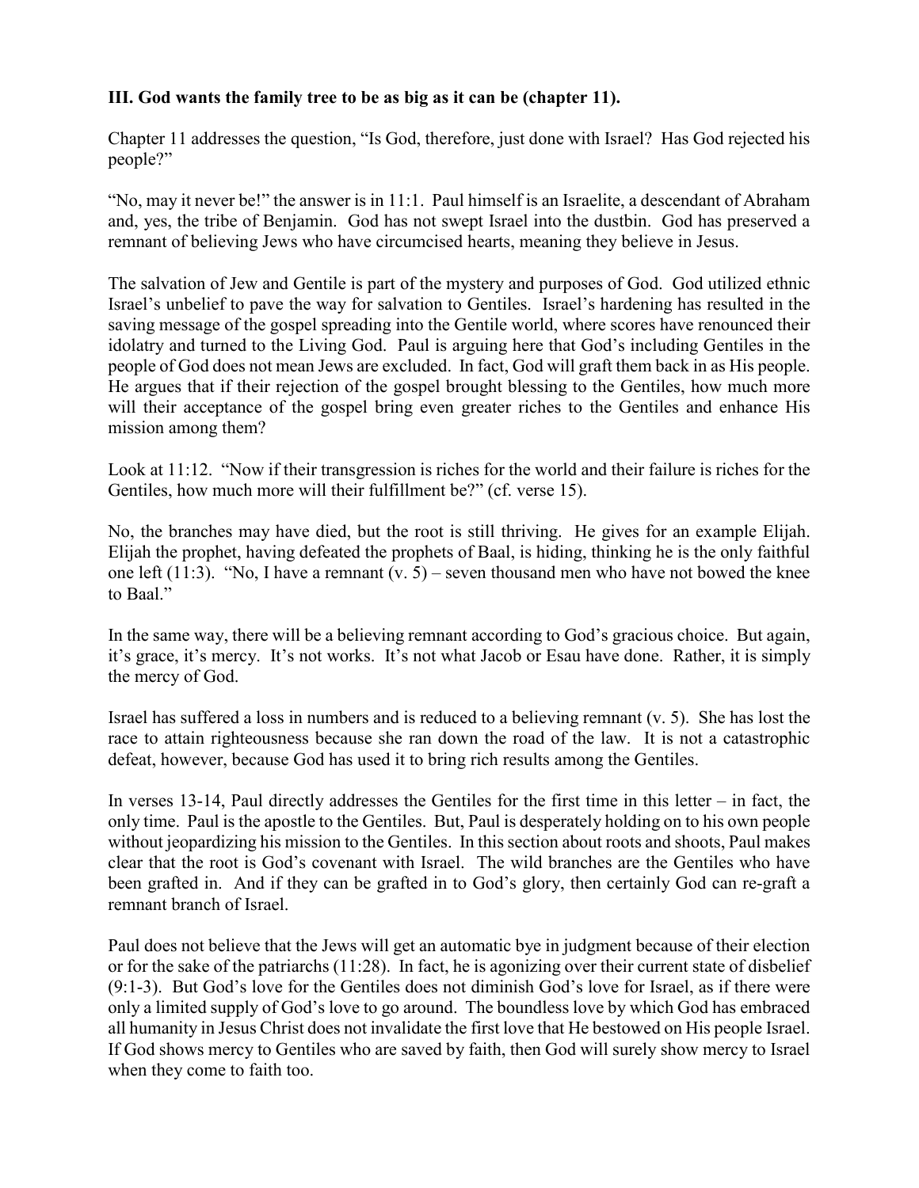**III. God wants the family tree to be as big as it can be (chapter 11).**

Chapter 11 addresses the question, "Is God, therefore, just done with Israel? Has God rejected his people?"

"No, may it never be!" the answer is in 11:1. Paul himself is an Israelite, a descendant of Abraham and, yes, the tribe of Benjamin. God has not swept Israel into the dustbin. God has preserved a remnant of believing Jews who have circumcised hearts, meaning they believe in Jesus.

The salvation of Jew and Gentile is part of the mystery and purposes of God. God utilized ethnic Israel's unbelief to pave the way for salvation to Gentiles. Israel's hardening has resulted in the saving message of the gospel spreading into the Gentile world, where scores have renounced their idolatry and turned to the Living God. Paul is arguing here that God's including Gentiles in the people of God does not mean Jews are excluded. In fact, God will graft them back in as His people. He argues that if their rejection of the gospel brought blessing to the Gentiles, how much more will their acceptance of the gospel bring even greater riches to the Gentiles and enhance His mission among them?

Look at 11:12. "Now if their transgression is riches for the world and their failure is riches for the Gentiles, how much more will their fulfillment be?" (cf. verse 15).

No, the branches may have died, but the root is still thriving. He gives for an example Elijah. Elijah the prophet, having defeated the prophets of Baal, is hiding, thinking he is the only faithful one left (11:3). "No, I have a remnant (v. 5) – seven thousand men who have not bowed the knee to Baal."

In the same way, there will be a believing remnant according to God's gracious choice. But again, it's grace, it's mercy. It's not works. It's not what Jacob or Esau have done. Rather, it is simply the mercy of God.

Israel has suffered a loss in numbers and is reduced to a believing remnant (v. 5). She has lost the race to attain righteousness because she ran down the road of the law. It is not a catastrophic defeat, however, because God has used it to bring rich results among the Gentiles.

In verses 13-14, Paul directly addresses the Gentiles for the first time in this letter – in fact, the only time. Paul is the apostle to the Gentiles. But, Paul is desperately holding on to his own people without jeopardizing his mission to the Gentiles. In this section about roots and shoots, Paul makes clear that the root is God's covenant with Israel. The wild branches are the Gentiles who have been grafted in. And if they can be grafted in to God's glory, then certainly God can re-graft a remnant branch of Israel.

Paul does not believe that the Jews will get an automatic bye in judgment because of their election or for the sake of the patriarchs (11:28). In fact, he is agonizing over their current state of disbelief (9:1-3). But God's love for the Gentiles does not diminish God's love for Israel, as if there were only a limited supply of God's love to go around. The boundless love by which God has embraced all humanity in Jesus Christ does not invalidate the first love that He bestowed on His people Israel. If God shows mercy to Gentiles who are saved by faith, then God will surely show mercy to Israel when they come to faith too.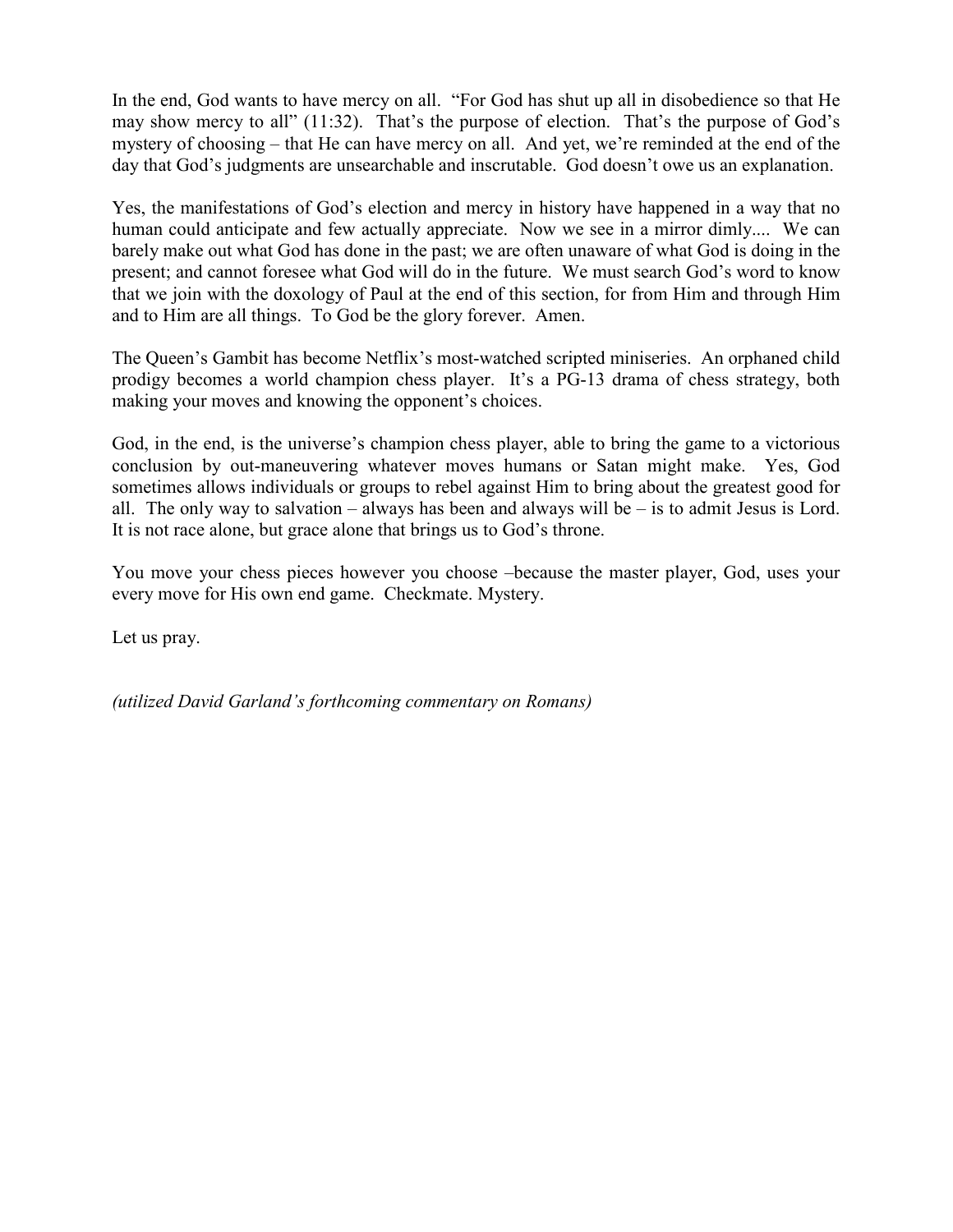In the end, God wants to have mercy on all. "For God has shut up all in disobedience so that He may show mercy to all" (11:32). That's the purpose of election. That's the purpose of God's mystery of choosing – that He can have mercy on all. And yet, we're reminded at the end of the day that God's judgments are unsearchable and inscrutable. God doesn't owe us an explanation.

Yes, the manifestations of God's election and mercy in history have happened in a way that no human could anticipate and few actually appreciate. Now we see in a mirror dimly.... We can barely make out what God has done in the past; we are often unaware of what God is doing in the present; and cannot foresee what God will do in the future. We must search God's word to know that we join with the doxology of Paul at the end of this section, for from Him and through Him and to Him are all things. To God be the glory forever. Amen.

The Queen's Gambit has become Netflix's most-watched scripted miniseries. An orphaned child prodigy becomes a world champion chess player. It's a PG-13 drama of chess strategy, both making your moves and knowing the opponent's choices.

God, in the end, is the universe's champion chess player, able to bring the game to a victorious conclusion by out-maneuvering whatever moves humans or Satan might make. Yes, God sometimes allows individuals or groups to rebel against Him to bring about the greatest good for all. The only way to salvation – always has been and always will be – is to admit Jesus is Lord. It is not race alone, but grace alone that brings us to God's throne.

You move your chess pieces however you choose –because the master player, God, uses your every move for His own end game. Checkmate. Mystery.

Let us pray.

*(utilized David Garland's forthcoming commentary on Romans)*